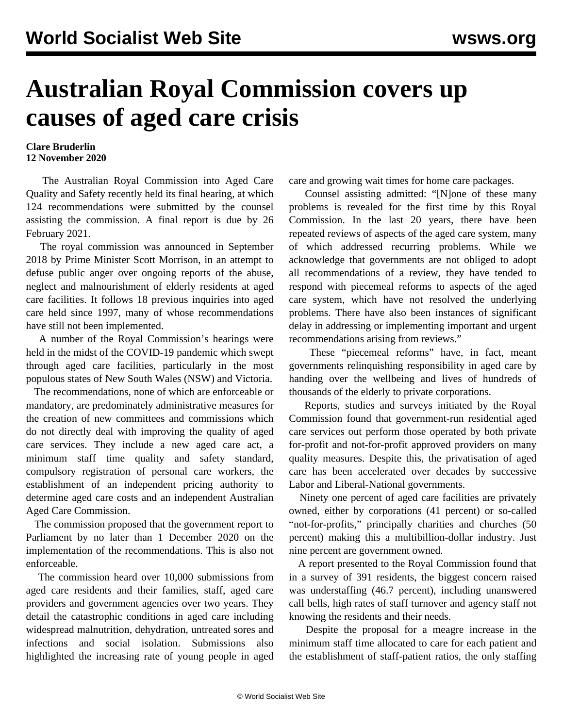# Australian Royal Commission covers up causes of aged care crisis

**Clare Bruderlin**
**12 November 2020**

The Australian Royal Commission into Aged Care Quality and Safety recently held its final hearing, at which 124 recommendations were submitted by the counsel assisting the commission. A final report is due by 26 February 2021.

The royal commission was announced in September 2018 by Prime Minister Scott Morrison, in an attempt to defuse public anger over ongoing reports of the abuse, neglect and malnourishment of elderly residents at aged care facilities. It follows 18 previous inquiries into aged care held since 1997, many of whose recommendations have still not been implemented.

A number of the Royal Commission's hearings were held in the midst of the COVID-19 pandemic which swept through aged care facilities, particularly in the most populous states of New South Wales (NSW) and Victoria.

The recommendations, none of which are enforceable or mandatory, are predominately administrative measures for the creation of new committees and commissions which do not directly deal with improving the quality of aged care services. They include a new aged care act, a minimum staff time quality and safety standard, compulsory registration of personal care workers, the establishment of an independent pricing authority to determine aged care costs and an independent Australian Aged Care Commission.

The commission proposed that the government report to Parliament by no later than 1 December 2020 on the implementation of the recommendations. This is also not enforceable.

The commission heard over 10,000 submissions from aged care residents and their families, staff, aged care providers and government agencies over two years. They detail the catastrophic conditions in aged care including widespread malnutrition, dehydration, untreated sores and infections and social isolation. Submissions also highlighted the increasing rate of young people in aged care and growing wait times for home care packages.

Counsel assisting admitted: "[N]one of these many problems is revealed for the first time by this Royal Commission. In the last 20 years, there have been repeated reviews of aspects of the aged care system, many of which addressed recurring problems. While we acknowledge that governments are not obliged to adopt all recommendations of a review, they have tended to respond with piecemeal reforms to aspects of the aged care system, which have not resolved the underlying problems. There have also been instances of significant delay in addressing or implementing important and urgent recommendations arising from reviews."

These "piecemeal reforms" have, in fact, meant governments relinquishing responsibility in aged care by handing over the wellbeing and lives of hundreds of thousands of the elderly to private corporations.

Reports, studies and surveys initiated by the Royal Commission found that government-run residential aged care services out perform those operated by both private for-profit and not-for-profit approved providers on many quality measures. Despite this, the privatisation of aged care has been accelerated over decades by successive Labor and Liberal-National governments.

Ninety one percent of aged care facilities are privately owned, either by corporations (41 percent) or so-called "not-for-profits," principally charities and churches (50 percent) making this a multibillion-dollar industry. Just nine percent are government owned.

A report presented to the Royal Commission found that in a survey of 391 residents, the biggest concern raised was understaffing (46.7 percent), including unanswered call bells, high rates of staff turnover and agency staff not knowing the residents and their needs.

Despite the proposal for a meagre increase in the minimum staff time allocated to care for each patient and the establishment of staff-patient ratios, the only staffing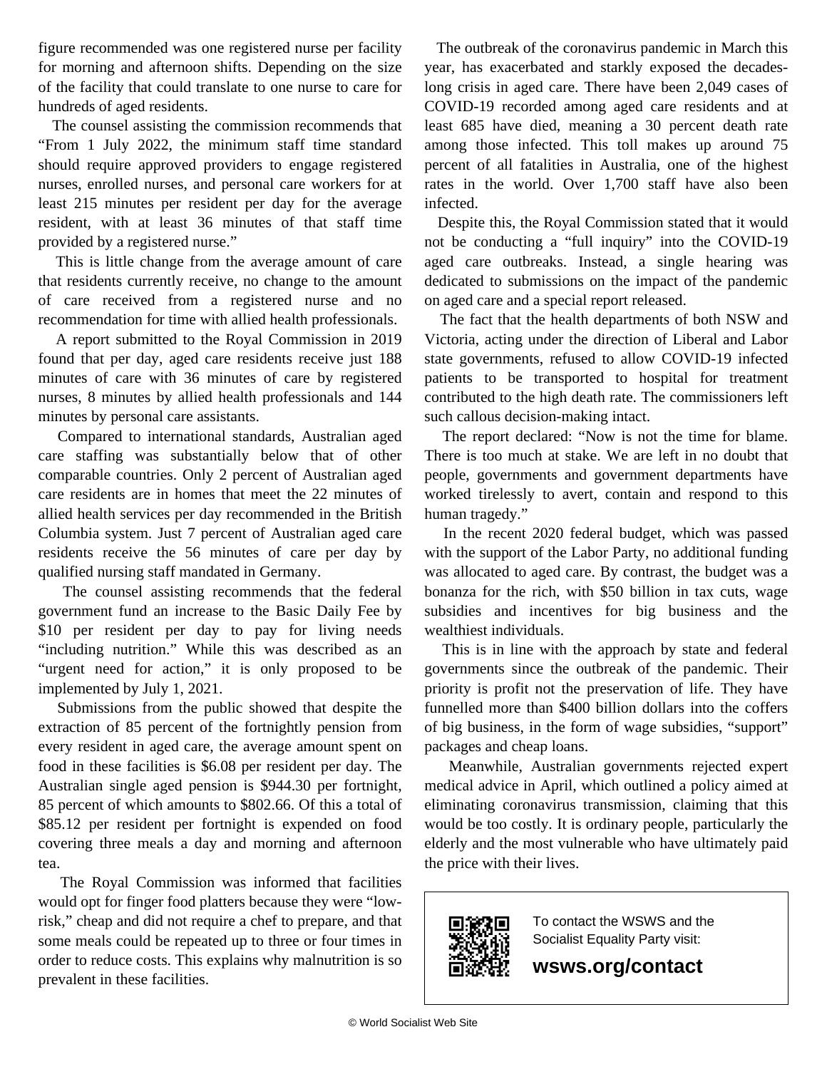figure recommended was one registered nurse per facility for morning and afternoon shifts. Depending on the size of the facility that could translate to one nurse to care for hundreds of aged residents.

The counsel assisting the commission recommends that "From 1 July 2022, the minimum staff time standard should require approved providers to engage registered nurses, enrolled nurses, and personal care workers for at least 215 minutes per resident per day for the average resident, with at least 36 minutes of that staff time provided by a registered nurse."

This is little change from the average amount of care that residents currently receive, no change to the amount of care received from a registered nurse and no recommendation for time with allied health professionals.

A report submitted to the Royal Commission in 2019 found that per day, aged care residents receive just 188 minutes of care with 36 minutes of care by registered nurses, 8 minutes by allied health professionals and 144 minutes by personal care assistants.

Compared to international standards, Australian aged care staffing was substantially below that of other comparable countries. Only 2 percent of Australian aged care residents are in homes that meet the 22 minutes of allied health services per day recommended in the British Columbia system. Just 7 percent of Australian aged care residents receive the 56 minutes of care per day by qualified nursing staff mandated in Germany.

The counsel assisting recommends that the federal government fund an increase to the Basic Daily Fee by $10 per resident per day to pay for living needs "including nutrition." While this was described as an "urgent need for action," it is only proposed to be implemented by July 1, 2021.

Submissions from the public showed that despite the extraction of 85 percent of the fortnightly pension from every resident in aged care, the average amount spent on food in these facilities is $6.08 per resident per day. The Australian single aged pension is $944.30 per fortnight, 85 percent of which amounts to $802.66. Of this a total of $85.12 per resident per fortnight is expended on food covering three meals a day and morning and afternoon tea.

The Royal Commission was informed that facilities would opt for finger food platters because they were "low-risk," cheap and did not require a chef to prepare, and that some meals could be repeated up to three or four times in order to reduce costs. This explains why malnutrition is so prevalent in these facilities.

The outbreak of the coronavirus pandemic in March this year, has exacerbated and starkly exposed the decades-long crisis in aged care. There have been 2,049 cases of COVID-19 recorded among aged care residents and at least 685 have died, meaning a 30 percent death rate among those infected. This toll makes up around 75 percent of all fatalities in Australia, one of the highest rates in the world. Over 1,700 staff have also been infected.

Despite this, the Royal Commission stated that it would not be conducting a "full inquiry" into the COVID-19 aged care outbreaks. Instead, a single hearing was dedicated to submissions on the impact of the pandemic on aged care and a special report released.

The fact that the health departments of both NSW and Victoria, acting under the direction of Liberal and Labor state governments, refused to allow COVID-19 infected patients to be transported to hospital for treatment contributed to the high death rate. The commissioners left such callous decision-making intact.

The report declared: "Now is not the time for blame. There is too much at stake. We are left in no doubt that people, governments and government departments have worked tirelessly to avert, contain and respond to this human tragedy."

In the recent 2020 federal budget, which was passed with the support of the Labor Party, no additional funding was allocated to aged care. By contrast, the budget was a bonanza for the rich, with $50 billion in tax cuts, wage subsidies and incentives for big business and the wealthiest individuals.

This is in line with the approach by state and federal governments since the outbreak of the pandemic. Their priority is profit not the preservation of life. They have funnelled more than $400 billion dollars into the coffers of big business, in the form of wage subsidies, "support" packages and cheap loans.

Meanwhile, Australian governments rejected expert medical advice in April, which outlined a policy aimed at eliminating coronavirus transmission, claiming that this would be too costly. It is ordinary people, particularly the elderly and the most vulnerable who have ultimately paid the price with their lives.

To contact the WSWS and the Socialist Equality Party visit:

**wsws.org/contact**